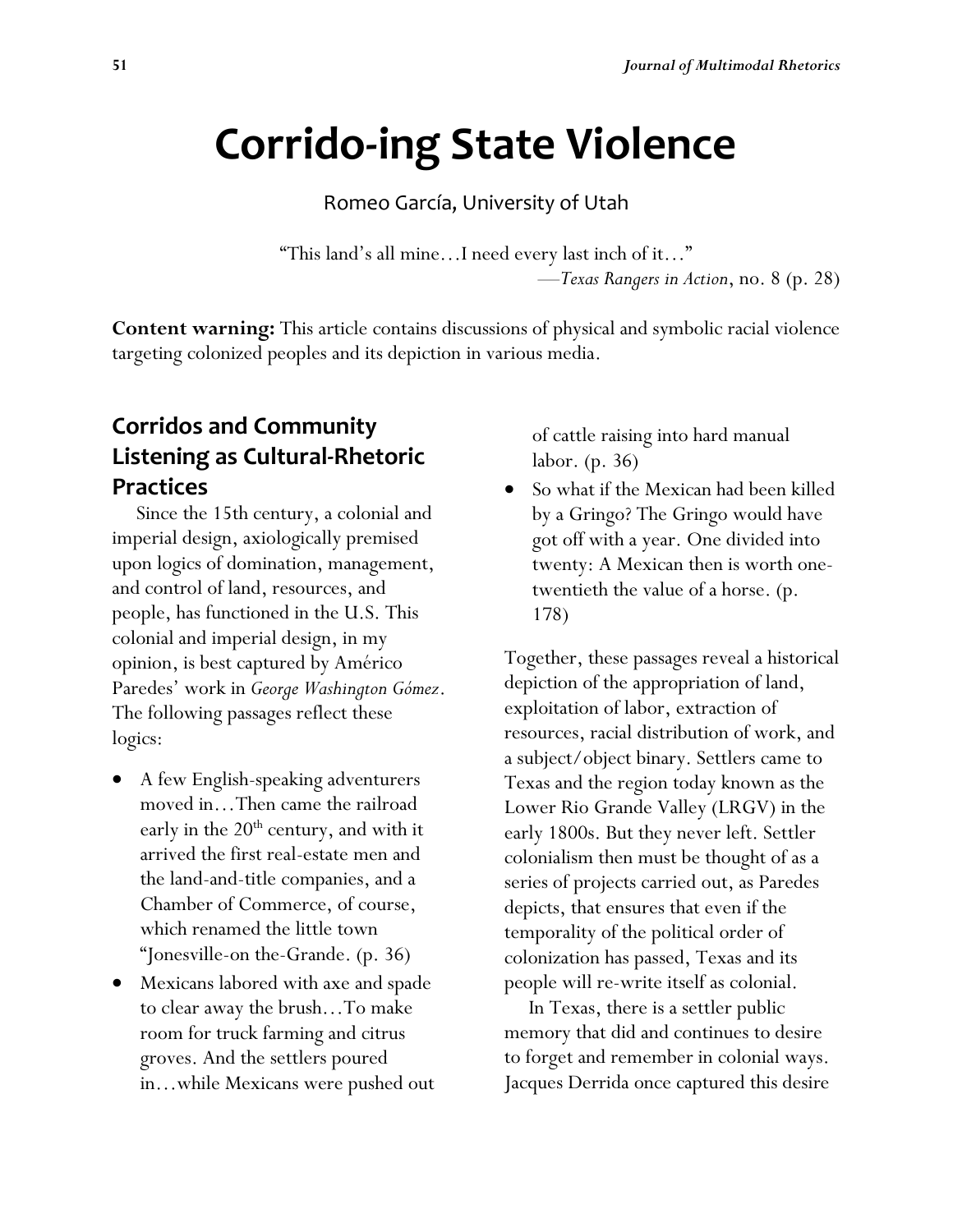# Corrido-ing State Violence

Romeo García, University of Utah

"This land's all mine…I need every last inch of it…"
—*Texas Rangers in Action*, no. 8 (p. 28)

**Content warning:** This article contains discussions of physical and symbolic racial violence targeting colonized peoples and its depiction in various media.

## Corridos and Community Listening as Cultural-Rhetoric Practices

Since the 15th century, a colonial and imperial design, axiologically premised upon logics of domination, management, and control of land, resources, and people, has functioned in the U.S. This colonial and imperial design, in my opinion, is best captured by Américo Paredes' work in *George Washington Gómez*. The following passages reflect these logics:

- A few English-speaking adventurers moved in…Then came the railroad early in the 20th century, and with it arrived the first real-estate men and the land-and-title companies, and a Chamber of Commerce, of course, which renamed the little town "Jonesville-on the-Grande. (p. 36)
- Mexicans labored with axe and spade to clear away the brush…To make room for truck farming and citrus groves. And the settlers poured in…while Mexicans were pushed out of cattle raising into hard manual labor. (p. 36)
- So what if the Mexican had been killed by a Gringo? The Gringo would have got off with a year. One divided into twenty: A Mexican then is worth one-twentieth the value of a horse. (p. 178)

Together, these passages reveal a historical depiction of the appropriation of land, exploitation of labor, extraction of resources, racial distribution of work, and a subject/object binary. Settlers came to Texas and the region today known as the Lower Rio Grande Valley (LRGV) in the early 1800s. But they never left. Settler colonialism then must be thought of as a series of projects carried out, as Paredes depicts, that ensures that even if the temporality of the political order of colonization has passed, Texas and its people will re-write itself as colonial.

In Texas, there is a settler public memory that did and continues to desire to forget and remember in colonial ways. Jacques Derrida once captured this desire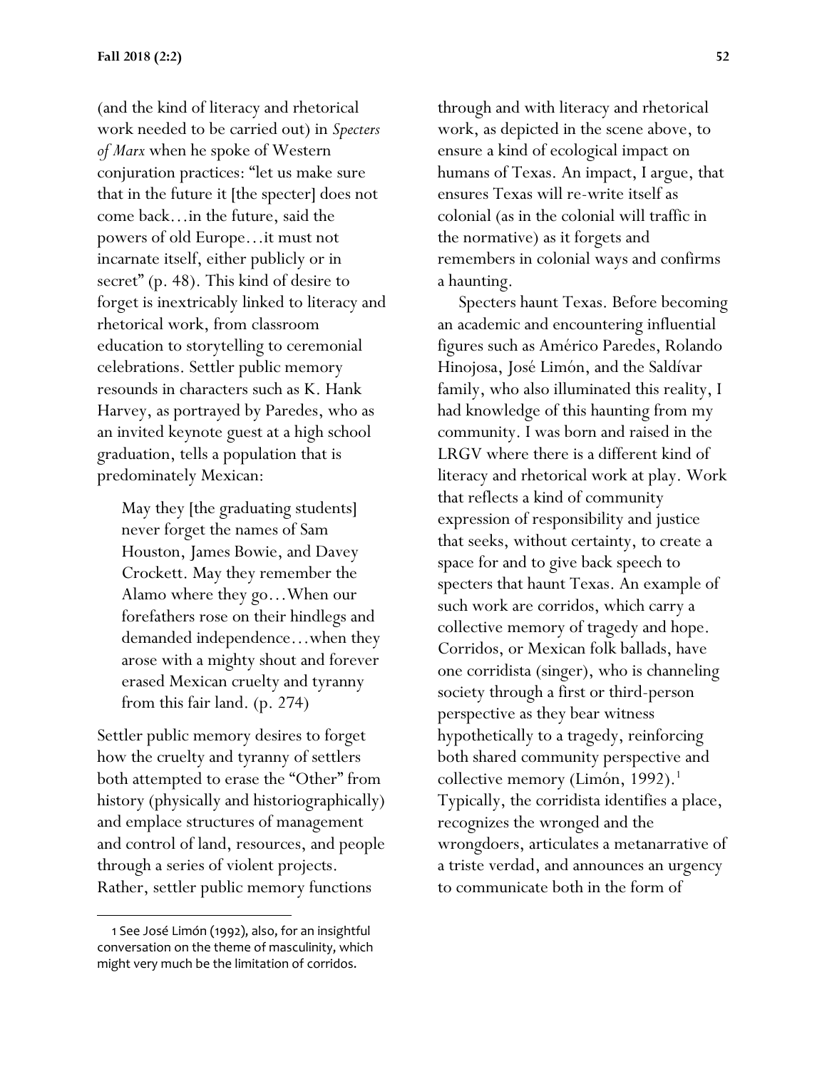(and the kind of literacy and rhetorical work needed to be carried out) in *Specters of Marx* when he spoke of Western conjuration practices: "let us make sure that in the future it [the specter] does not come back…in the future, said the powers of old Europe…it must not incarnate itself, either publicly or in secret" (p. 48). This kind of desire to forget is inextricably linked to literacy and rhetorical work, from classroom education to storytelling to ceremonial celebrations. Settler public memory resounds in characters such as K. Hank Harvey, as portrayed by Paredes, who as an invited keynote guest at a high school graduation, tells a population that is predominately Mexican:

> May they [the graduating students] never forget the names of Sam Houston, James Bowie, and Davey Crockett. May they remember the Alamo where they go…When our forefathers rose on their hindlegs and demanded independence…when they arose with a mighty shout and forever erased Mexican cruelty and tyranny from this fair land. (p. 274)

Settler public memory desires to forget how the cruelty and tyranny of settlers both attempted to erase the "Other" from history (physically and historiographically) and emplace structures of management and control of land, resources, and people through a series of violent projects. Rather, settler public memory functions through and with literacy and rhetorical work, as depicted in the scene above, to ensure a kind of ecological impact on humans of Texas. An impact, I argue, that ensures Texas will re-write itself as colonial (as in the colonial will traffic in the normative) as it forgets and remembers in colonial ways and confirms a haunting.

Specters haunt Texas. Before becoming an academic and encountering influential figures such as Américo Paredes, Rolando Hinojosa, José Limón, and the Saldívar family, who also illuminated this reality, I had knowledge of this haunting from my community. I was born and raised in the LRGV where there is a different kind of literacy and rhetorical work at play. Work that reflects a kind of community expression of responsibility and justice that seeks, without certainty, to create a space for and to give back speech to specters that haunt Texas. An example of such work are corridos, which carry a collective memory of tragedy and hope. Corridos, or Mexican folk ballads, have one corridista (singer), who is channeling society through a first or third-person perspective as they bear witness hypothetically to a tragedy, reinforcing both shared community perspective and collective memory (Limón, 1992).[1] Typically, the corridista identifies a place, recognizes the wronged and the wrongdoers, articulates a metanarrative of a triste verdad, and announces an urgency to communicate both in the form of

---

1 See José Limón (1992), also, for an insightful conversation on the theme of masculinity, which might very much be the limitation of corridos.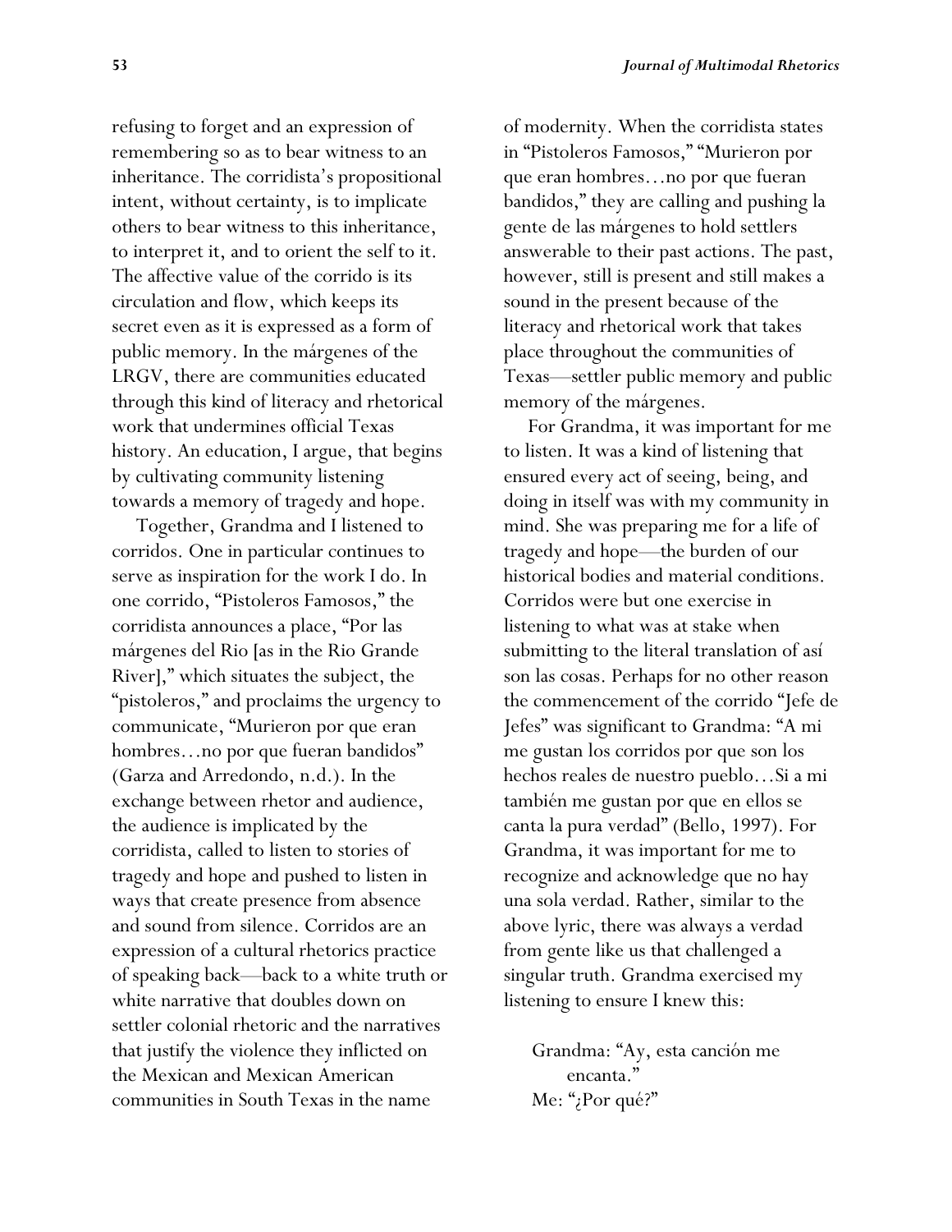refusing to forget and an expression of remembering so as to bear witness to an inheritance. The corridista's propositional intent, without certainty, is to implicate others to bear witness to this inheritance, to interpret it, and to orient the self to it. The affective value of the corrido is its circulation and flow, which keeps its secret even as it is expressed as a form of public memory. In the márgenes of the LRGV, there are communities educated through this kind of literacy and rhetorical work that undermines official Texas history. An education, I argue, that begins by cultivating community listening towards a memory of tragedy and hope.

Together, Grandma and I listened to corridos. One in particular continues to serve as inspiration for the work I do. In one corrido, "Pistoleros Famosos," the corridista announces a place, "Por las márgenes del Rio [as in the Rio Grande River]," which situates the subject, the "pistoleros," and proclaims the urgency to communicate, "Murieron por que eran hombres…no por que fueran bandidos" (Garza and Arredondo, n.d.). In the exchange between rhetor and audience, the audience is implicated by the corridista, called to listen to stories of tragedy and hope and pushed to listen in ways that create presence from absence and sound from silence. Corridos are an expression of a cultural rhetorics practice of speaking back—back to a white truth or white narrative that doubles down on settler colonial rhetoric and the narratives that justify the violence they inflicted on the Mexican and Mexican American communities in South Texas in the name of modernity. When the corridista states in "Pistoleros Famosos," "Murieron por que eran hombres…no por que fueran bandidos," they are calling and pushing la gente de las márgenes to hold settlers answerable to their past actions. The past, however, still is present and still makes a sound in the present because of the literacy and rhetorical work that takes place throughout the communities of Texas—settler public memory and public memory of the márgenes.

For Grandma, it was important for me to listen. It was a kind of listening that ensured every act of seeing, being, and doing in itself was with my community in mind. She was preparing me for a life of tragedy and hope—the burden of our historical bodies and material conditions. Corridos were but one exercise in listening to what was at stake when submitting to the literal translation of así son las cosas. Perhaps for no other reason the commencement of the corrido "Jefe de Jefes" was significant to Grandma: "A mi me gustan los corridos por que son los hechos reales de nuestro pueblo…Si a mi también me gustan por que en ellos se canta la pura verdad" (Bello, 1997). For Grandma, it was important for me to recognize and acknowledge que no hay una sola verdad. Rather, similar to the above lyric, there was always a verdad from gente like us that challenged a singular truth. Grandma exercised my listening to ensure I knew this:

> Grandma: "Ay, esta canción me encanta."
> Me: "¿Por qué?"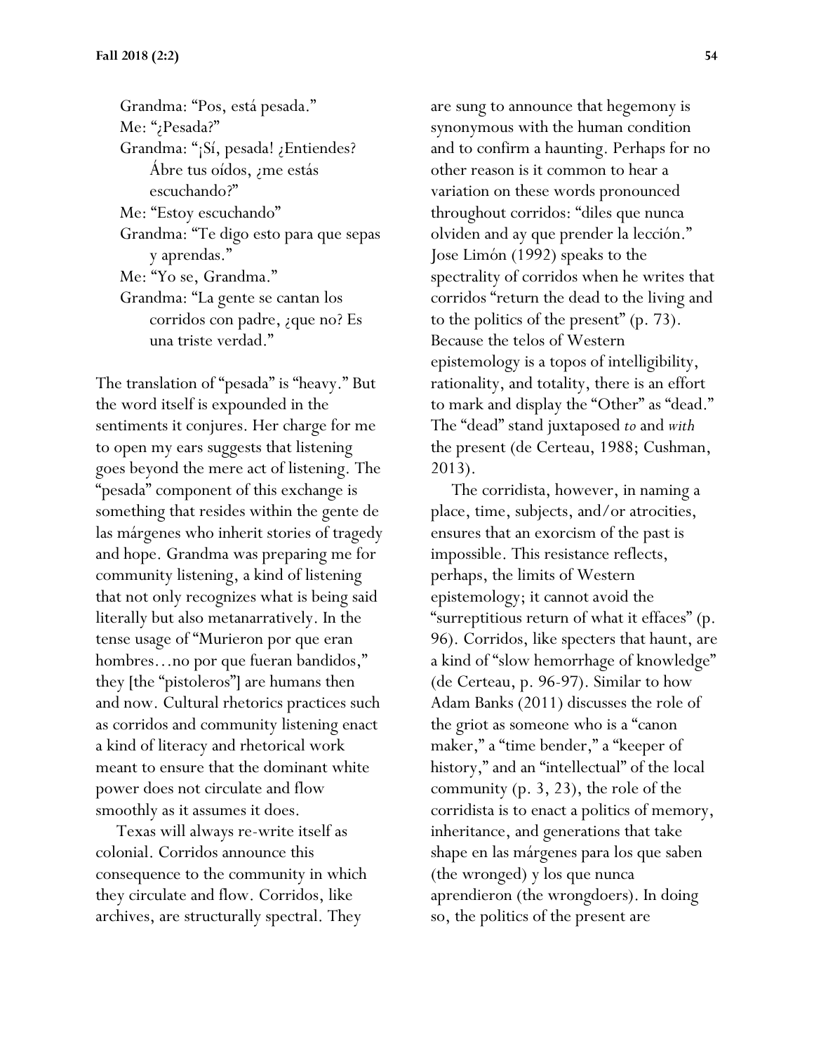Grandma: "Pos, está pesada."
Me: "¿Pesada?"
Grandma: "¡Sí, pesada! ¿Entiendes? Ábre tus oídos, ¿me estás escuchando?"
Me: "Estoy escuchando"
Grandma: "Te digo esto para que sepas y aprendas."
Me: "Yo se, Grandma."
Grandma: "La gente se cantan los corridos con padre, ¿que no? Es una triste verdad."

The translation of "pesada" is "heavy." But the word itself is expounded in the sentiments it conjures. Her charge for me to open my ears suggests that listening goes beyond the mere act of listening. The "pesada" component of this exchange is something that resides within the gente de las márgenes who inherit stories of tragedy and hope. Grandma was preparing me for community listening, a kind of listening that not only recognizes what is being said literally but also metanarratively. In the tense usage of "Murieron por que eran hombres…no por que fueran bandidos," they [the "pistoleros"] are humans then and now. Cultural rhetorics practices such as corridos and community listening enact a kind of literacy and rhetorical work meant to ensure that the dominant white power does not circulate and flow smoothly as it assumes it does.

Texas will always re-write itself as colonial. Corridos announce this consequence to the community in which they circulate and flow. Corridos, like archives, are structurally spectral. They are sung to announce that hegemony is synonymous with the human condition and to confirm a haunting. Perhaps for no other reason is it common to hear a variation on these words pronounced throughout corridos: "diles que nunca olviden and ay que prender la lección." Jose Limón (1992) speaks to the spectrality of corridos when he writes that corridos "return the dead to the living and to the politics of the present" (p. 73). Because the telos of Western epistemology is a topos of intelligibility, rationality, and totality, there is an effort to mark and display the "Other" as "dead." The "dead" stand juxtaposed *to* and *with* the present (de Certeau, 1988; Cushman, 2013).

The corridista, however, in naming a place, time, subjects, and/or atrocities, ensures that an exorcism of the past is impossible. This resistance reflects, perhaps, the limits of Western epistemology; it cannot avoid the "surreptitious return of what it effaces" (p. 96). Corridos, like specters that haunt, are a kind of "slow hemorrhage of knowledge" (de Certeau, p. 96-97). Similar to how Adam Banks (2011) discusses the role of the griot as someone who is a "canon maker," a "time bender," a "keeper of history," and an "intellectual" of the local community (p. 3, 23), the role of the corridista is to enact a politics of memory, inheritance, and generations that take shape en las márgenes para los que saben (the wronged) y los que nunca aprendieron (the wrongdoers). In doing so, the politics of the present are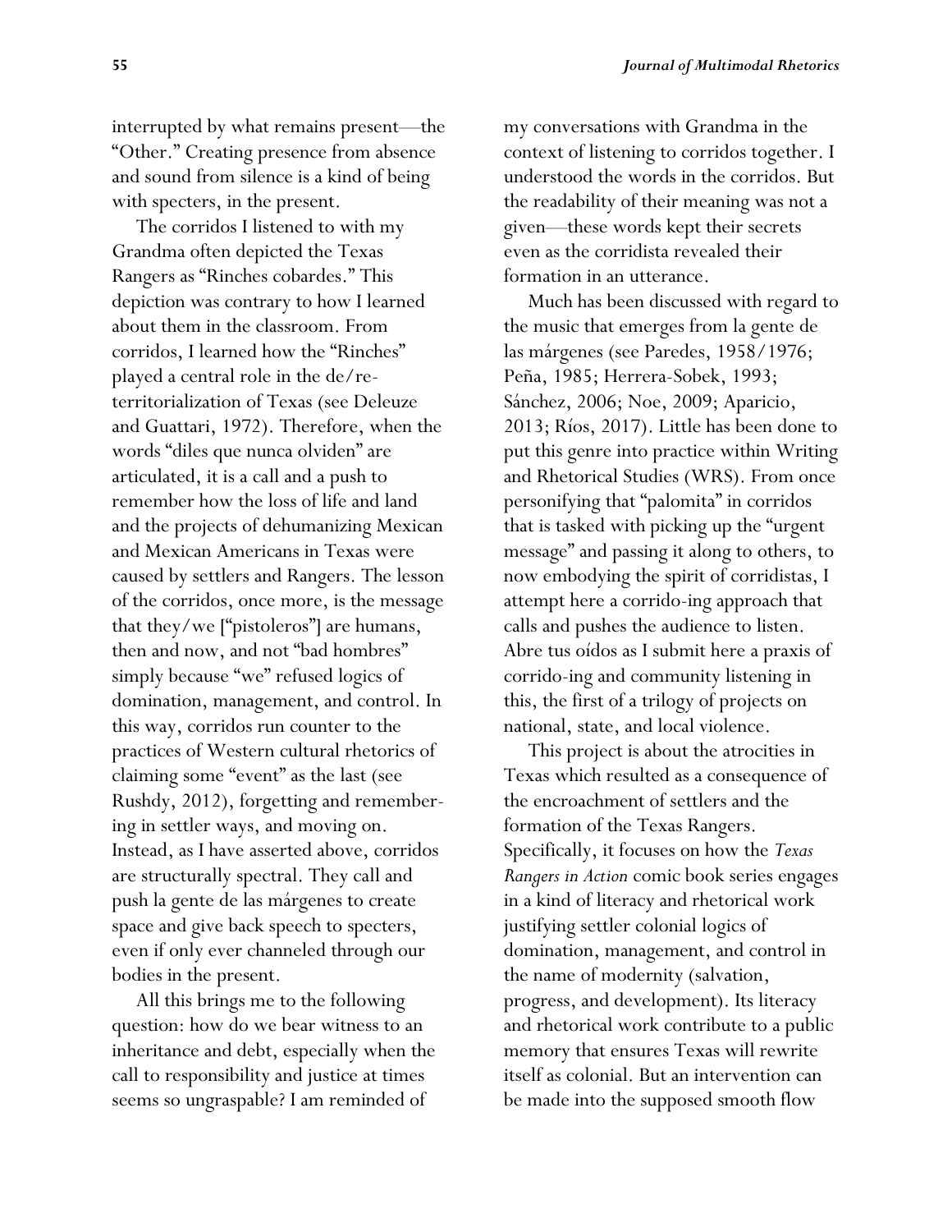interrupted by what remains present—the "Other." Creating presence from absence and sound from silence is a kind of being with specters, in the present.

The corridos I listened to with my Grandma often depicted the Texas Rangers as "Rinches cobardes." This depiction was contrary to how I learned about them in the classroom. From corridos, I learned how the "Rinches" played a central role in the de/re-territorialization of Texas (see Deleuze and Guattari, 1972). Therefore, when the words "diles que nunca olviden" are articulated, it is a call and a push to remember how the loss of life and land and the projects of dehumanizing Mexican and Mexican Americans in Texas were caused by settlers and Rangers. The lesson of the corridos, once more, is the message that they/we ["pistoleros"] are humans, then and now, and not "bad hombres" simply because "we" refused logics of domination, management, and control. In this way, corridos run counter to the practices of Western cultural rhetorics of claiming some "event" as the last (see Rushdy, 2012), forgetting and remembering in settler ways, and moving on. Instead, as I have asserted above, corridos are structurally spectral. They call and push la gente de las márgenes to create space and give back speech to specters, even if only ever channeled through our bodies in the present.

All this brings me to the following question: how do we bear witness to an inheritance and debt, especially when the call to responsibility and justice at times seems so ungraspable? I am reminded of my conversations with Grandma in the context of listening to corridos together. I understood the words in the corridos. But the readability of their meaning was not a given—these words kept their secrets even as the corridista revealed their formation in an utterance.

Much has been discussed with regard to the music that emerges from la gente de las márgenes (see Paredes, 1958/1976; Peña, 1985; Herrera-Sobek, 1993; Sánchez, 2006; Noe, 2009; Aparicio, 2013; Ríos, 2017). Little has been done to put this genre into practice within Writing and Rhetorical Studies (WRS). From once personifying that "palomita" in corridos that is tasked with picking up the "urgent message" and passing it along to others, to now embodying the spirit of corridistas, I attempt here a corrido-ing approach that calls and pushes the audience to listen. Abre tus oídos as I submit here a praxis of corrido-ing and community listening in this, the first of a trilogy of projects on national, state, and local violence.

This project is about the atrocities in Texas which resulted as a consequence of the encroachment of settlers and the formation of the Texas Rangers. Specifically, it focuses on how the *Texas Rangers in Action* comic book series engages in a kind of literacy and rhetorical work justifying settler colonial logics of domination, management, and control in the name of modernity (salvation, progress, and development). Its literacy and rhetorical work contribute to a public memory that ensures Texas will rewrite itself as colonial. But an intervention can be made into the supposed smooth flow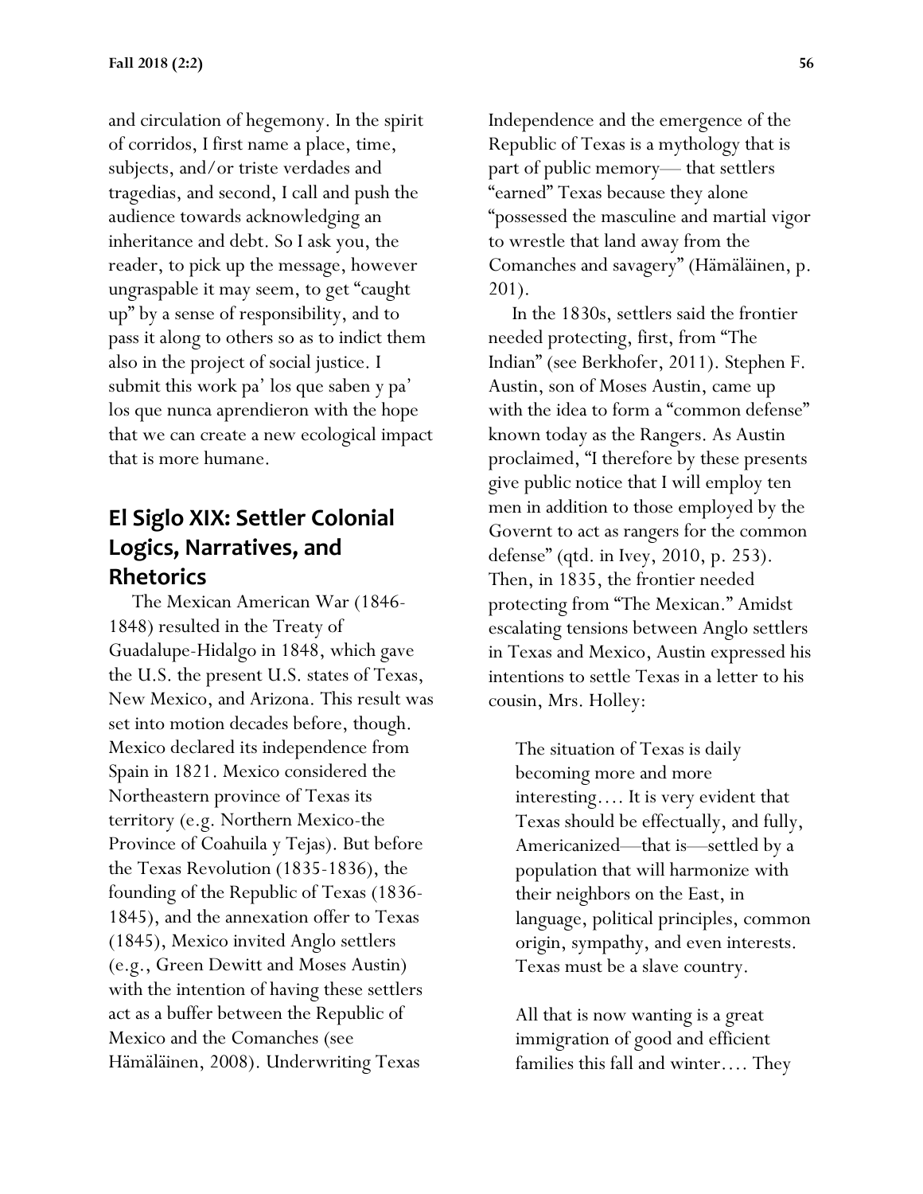and circulation of hegemony. In the spirit of corridos, I first name a place, time, subjects, and/or triste verdades and tragedias, and second, I call and push the audience towards acknowledging an inheritance and debt. So I ask you, the reader, to pick up the message, however ungraspable it may seem, to get "caught up" by a sense of responsibility, and to pass it along to others so as to indict them also in the project of social justice. I submit this work pa' los que saben y pa' los que nunca aprendieron with the hope that we can create a new ecological impact that is more humane.

## El Siglo XIX: Settler Colonial Logics, Narratives, and Rhetorics

The Mexican American War (1846-1848) resulted in the Treaty of Guadalupe-Hidalgo in 1848, which gave the U.S. the present U.S. states of Texas, New Mexico, and Arizona. This result was set into motion decades before, though. Mexico declared its independence from Spain in 1821. Mexico considered the Northeastern province of Texas its territory (e.g. Northern Mexico-the Province of Coahuila y Tejas). But before the Texas Revolution (1835-1836), the founding of the Republic of Texas (1836-1845), and the annexation offer to Texas (1845), Mexico invited Anglo settlers (e.g., Green Dewitt and Moses Austin) with the intention of having these settlers act as a buffer between the Republic of Mexico and the Comanches (see Hämäläinen, 2008). Underwriting Texas Independence and the emergence of the Republic of Texas is a mythology that is part of public memory— that settlers "earned" Texas because they alone "possessed the masculine and martial vigor to wrestle that land away from the Comanches and savagery" (Hämäläinen, p. 201).

In the 1830s, settlers said the frontier needed protecting, first, from "The Indian" (see Berkhofer, 2011). Stephen F. Austin, son of Moses Austin, came up with the idea to form a "common defense" known today as the Rangers. As Austin proclaimed, "I therefore by these presents give public notice that I will employ ten men in addition to those employed by the Governt to act as rangers for the common defense" (qtd. in Ivey, 2010, p. 253). Then, in 1835, the frontier needed protecting from "The Mexican." Amidst escalating tensions between Anglo settlers in Texas and Mexico, Austin expressed his intentions to settle Texas in a letter to his cousin, Mrs. Holley:

> The situation of Texas is daily becoming more and more interesting.... It is very evident that Texas should be effectually, and fully, Americanized—that is—settled by a population that will harmonize with their neighbors on the East, in language, political principles, common origin, sympathy, and even interests. Texas must be a slave country.
>
> All that is now wanting is a great immigration of good and efficient families this fall and winter.... They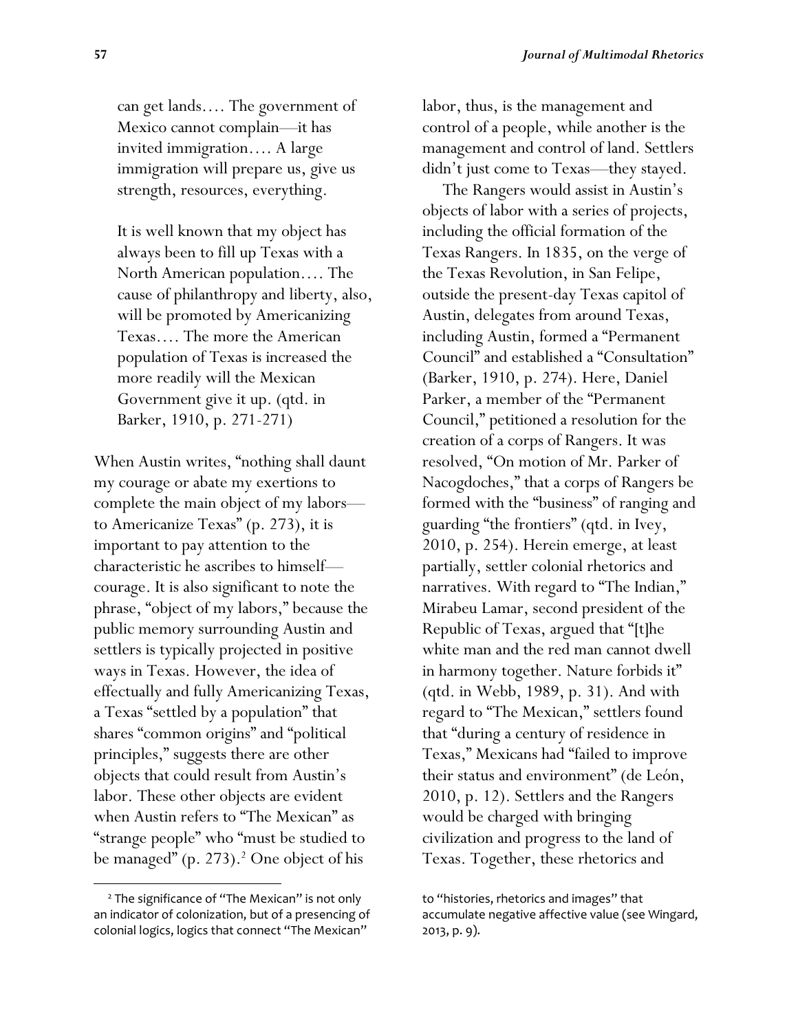> can get lands.... The government of Mexico cannot complain—it has invited immigration.... A large immigration will prepare us, give us strength, resources, everything.
>
> It is well known that my object has always been to fill up Texas with a North American population.... The cause of philanthropy and liberty, also, will be promoted by Americanizing Texas.... The more the American population of Texas is increased the more readily will the Mexican Government give it up. (qtd. in Barker, 1910, p. 271-271)

When Austin writes, "nothing shall daunt my courage or abate my exertions to complete the main object of my labors—to Americanize Texas" (p. 273), it is important to pay attention to the characteristic he ascribes to himself—courage. It is also significant to note the phrase, "object of my labors," because the public memory surrounding Austin and settlers is typically projected in positive ways in Texas. However, the idea of effectually and fully Americanizing Texas, a Texas "settled by a population" that shares "common origins" and "political principles," suggests there are other objects that could result from Austin's labor. These other objects are evident when Austin refers to "The Mexican" as "strange people" who "must be studied to be managed" (p. 273).[2] One object of his labor, thus, is the management and control of a people, while another is the management and control of land. Settlers didn't just come to Texas—they stayed.

The Rangers would assist in Austin's objects of labor with a series of projects, including the official formation of the Texas Rangers. In 1835, on the verge of the Texas Revolution, in San Felipe, outside the present-day Texas capitol of Austin, delegates from around Texas, including Austin, formed a "Permanent Council" and established a "Consultation" (Barker, 1910, p. 274). Here, Daniel Parker, a member of the "Permanent Council," petitioned a resolution for the creation of a corps of Rangers. It was resolved, "On motion of Mr. Parker of Nacogdoches," that a corps of Rangers be formed with the "business" of ranging and guarding "the frontiers" (qtd. in Ivey, 2010, p. 254). Herein emerge, at least partially, settler colonial rhetorics and narratives. With regard to "The Indian," Mirabeu Lamar, second president of the Republic of Texas, argued that "[t]he white man and the red man cannot dwell in harmony together. Nature forbids it" (qtd. in Webb, 1989, p. 31). And with regard to "The Mexican," settlers found that "during a century of residence in Texas," Mexicans had "failed to improve their status and environment" (de León, 2010, p. 12). Settlers and the Rangers would be charged with bringing civilization and progress to the land of Texas. Together, these rhetorics and

---

[2] The significance of "The Mexican" is not only an indicator of colonization, but of a presencing of colonial logics, logics that connect "The Mexican" to "histories, rhetorics and images" that accumulate negative affective value (see Wingard, 2013, p. 9).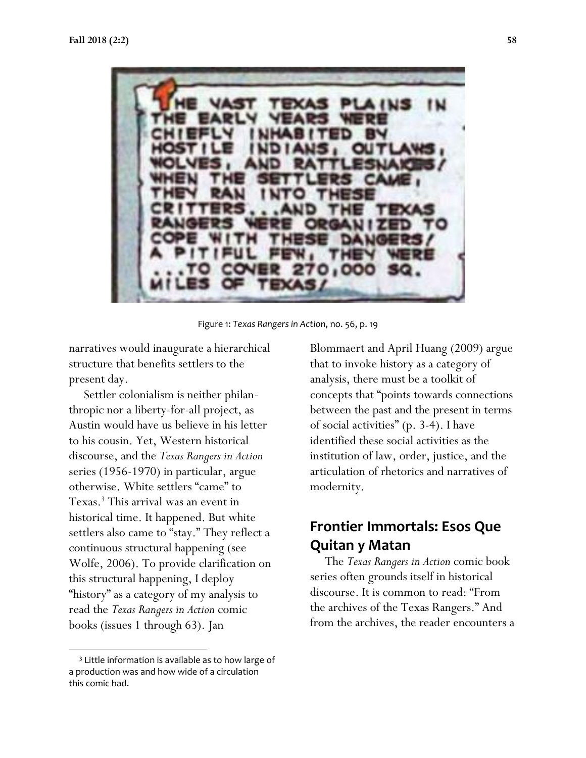THE VAST TEXAS PLAINS IN THE EARLY YEARS WERE CHIEFLY INHABITED BY HOSTILE INDIANS, OUTLAWS, WOLVES, AND RATTLESNAKES! WHEN THE SETTLERS CAME, THEY RAN INTO THESE CRITTERS...AND THE TEXAS RANGERS WERE ORGANIZED TO COPE WITH THESE DANGERS! A PITIFUL FEW, THEY WERE ...TO COVER 270,000 SQ. MILES OF TEXAS!

Figure 1: *Texas Rangers in Action*, no. 56, p. 19

narratives would inaugurate a hierarchical structure that benefits settlers to the present day.

Settler colonialism is neither philanthropic nor a liberty-for-all project, as Austin would have us believe in his letter to his cousin. Yet, Western historical discourse, and the *Texas Rangers in Action* series (1956-1970) in particular, argue otherwise. White settlers "came" to Texas.[3] This arrival was an event in historical time. It happened. But white settlers also came to "stay." They reflect a continuous structural happening (see Wolfe, 2006). To provide clarification on this structural happening, I deploy "history" as a category of my analysis to read the *Texas Rangers in Action* comic books (issues 1 through 63). Jan Blommaert and April Huang (2009) argue that to invoke history as a category of analysis, there must be a toolkit of concepts that "points towards connections between the past and the present in terms of social activities" (p. 3-4). I have identified these social activities as the institution of law, order, justice, and the articulation of rhetorics and narratives of modernity.

## Frontier Immortals: Esos Que Quitan y Matan

The *Texas Rangers in Action* comic book series often grounds itself in historical discourse. It is common to read: "From the archives of the Texas Rangers." And from the archives, the reader encounters a

[3] Little information is available as to how large of a production was and how wide of a circulation this comic had.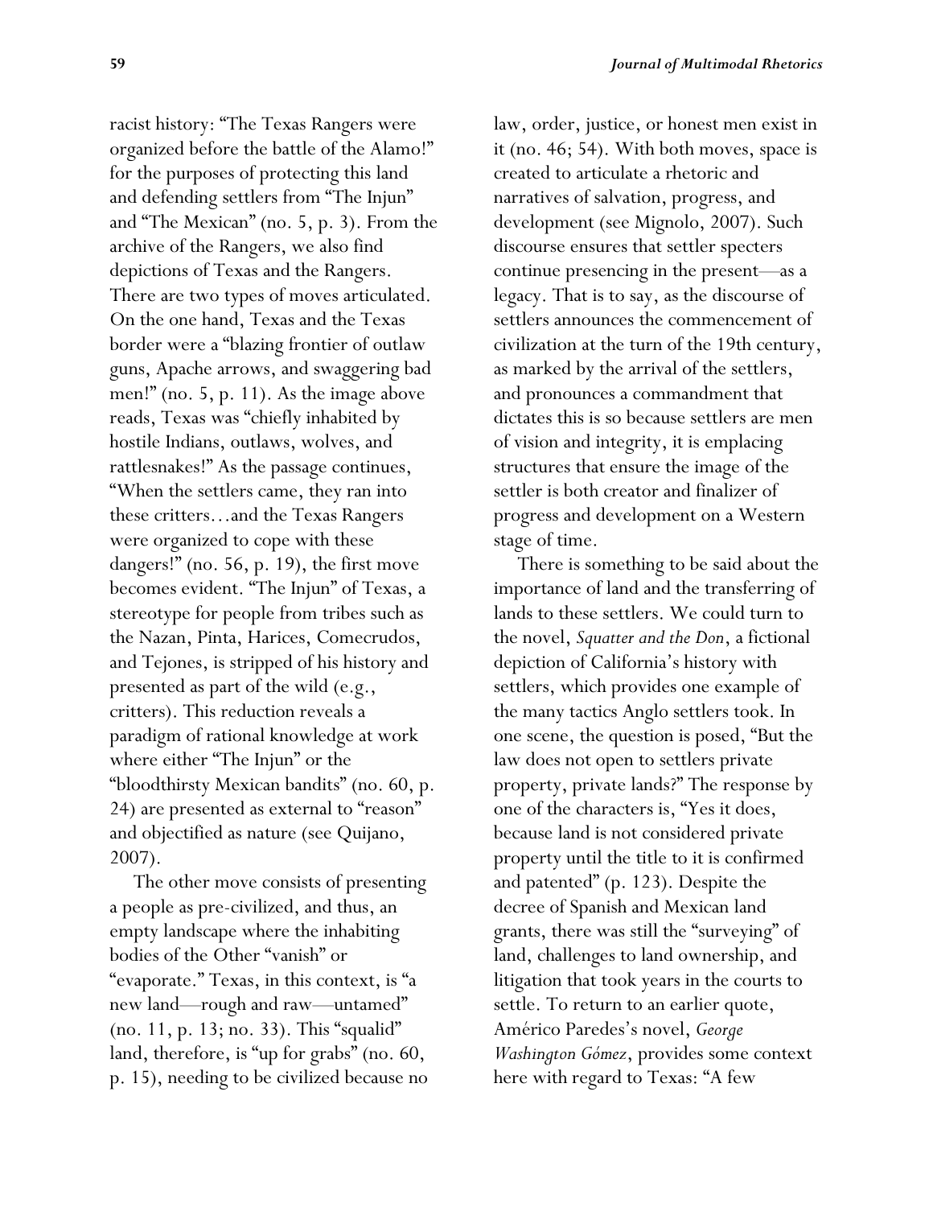racist history: "The Texas Rangers were organized before the battle of the Alamo!" for the purposes of protecting this land and defending settlers from "The Injun" and "The Mexican" (no. 5, p. 3). From the archive of the Rangers, we also find depictions of Texas and the Rangers. There are two types of moves articulated. On the one hand, Texas and the Texas border were a "blazing frontier of outlaw guns, Apache arrows, and swaggering bad men!" (no. 5, p. 11). As the image above reads, Texas was "chiefly inhabited by hostile Indians, outlaws, wolves, and rattlesnakes!" As the passage continues, "When the settlers came, they ran into these critters…and the Texas Rangers were organized to cope with these dangers!" (no. 56, p. 19), the first move becomes evident. "The Injun" of Texas, a stereotype for people from tribes such as the Nazan, Pinta, Harices, Comecrudos, and Tejones, is stripped of his history and presented as part of the wild (e.g., critters). This reduction reveals a paradigm of rational knowledge at work where either "The Injun" or the "bloodthirsty Mexican bandits" (no. 60, p. 24) are presented as external to "reason" and objectified as nature (see Quijano, 2007).

The other move consists of presenting a people as pre-civilized, and thus, an empty landscape where the inhabiting bodies of the Other "vanish" or "evaporate." Texas, in this context, is "a new land—rough and raw—untamed" (no. 11, p. 13; no. 33). This "squalid" land, therefore, is "up for grabs" (no. 60, p. 15), needing to be civilized because no law, order, justice, or honest men exist in it (no. 46; 54). With both moves, space is created to articulate a rhetoric and narratives of salvation, progress, and development (see Mignolo, 2007). Such discourse ensures that settler specters continue presencing in the present—as a legacy. That is to say, as the discourse of settlers announces the commencement of civilization at the turn of the 19th century, as marked by the arrival of the settlers, and pronounces a commandment that dictates this is so because settlers are men of vision and integrity, it is emplacing structures that ensure the image of the settler is both creator and finalizer of progress and development on a Western stage of time.

There is something to be said about the importance of land and the transferring of lands to these settlers. We could turn to the novel, *Squatter and the Don*, a fictional depiction of California's history with settlers, which provides one example of the many tactics Anglo settlers took. In one scene, the question is posed, "But the law does not open to settlers private property, private lands?" The response by one of the characters is, "Yes it does, because land is not considered private property until the title to it is confirmed and patented" (p. 123). Despite the decree of Spanish and Mexican land grants, there was still the "surveying" of land, challenges to land ownership, and litigation that took years in the courts to settle. To return to an earlier quote, Américo Paredes's novel, *George Washington Gómez*, provides some context here with regard to Texas: "A few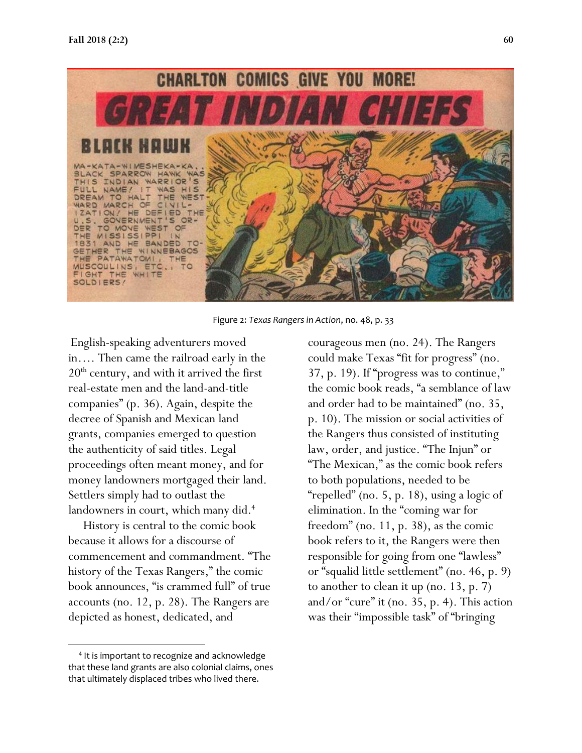Figure 2: *Texas Rangers in Action*, no. 48, p. 33

English-speaking adventurers moved in…. Then came the railroad early in the 20th century, and with it arrived the first real-estate men and the land-and-title companies" (p. 36). Again, despite the decree of Spanish and Mexican land grants, companies emerged to question the authenticity of said titles. Legal proceedings often meant money, and for money landowners mortgaged their land. Settlers simply had to outlast the landowners in court, which many did.[4]

History is central to the comic book because it allows for a discourse of commencement and commandment. "The history of the Texas Rangers," the comic book announces, "is crammed full" of true accounts (no. 12, p. 28). The Rangers are depicted as honest, dedicated, and courageous men (no. 24). The Rangers could make Texas "fit for progress" (no. 37, p. 19). If "progress was to continue," the comic book reads, "a semblance of law and order had to be maintained" (no. 35, p. 10). The mission or social activities of the Rangers thus consisted of instituting law, order, and justice. "The Injun" or "The Mexican," as the comic book refers to both populations, needed to be "repelled" (no. 5, p. 18), using a logic of elimination. In the "coming war for freedom" (no. 11, p. 38), as the comic book refers to it, the Rangers were then responsible for going from one "lawless" or "squalid little settlement" (no. 46, p. 9) to another to clean it up (no. 13, p. 7) and/or "cure" it (no. 35, p. 4). This action was their "impossible task" of "bringing

[4] It is important to recognize and acknowledge that these land grants are also colonial claims, ones that ultimately displaced tribes who lived there.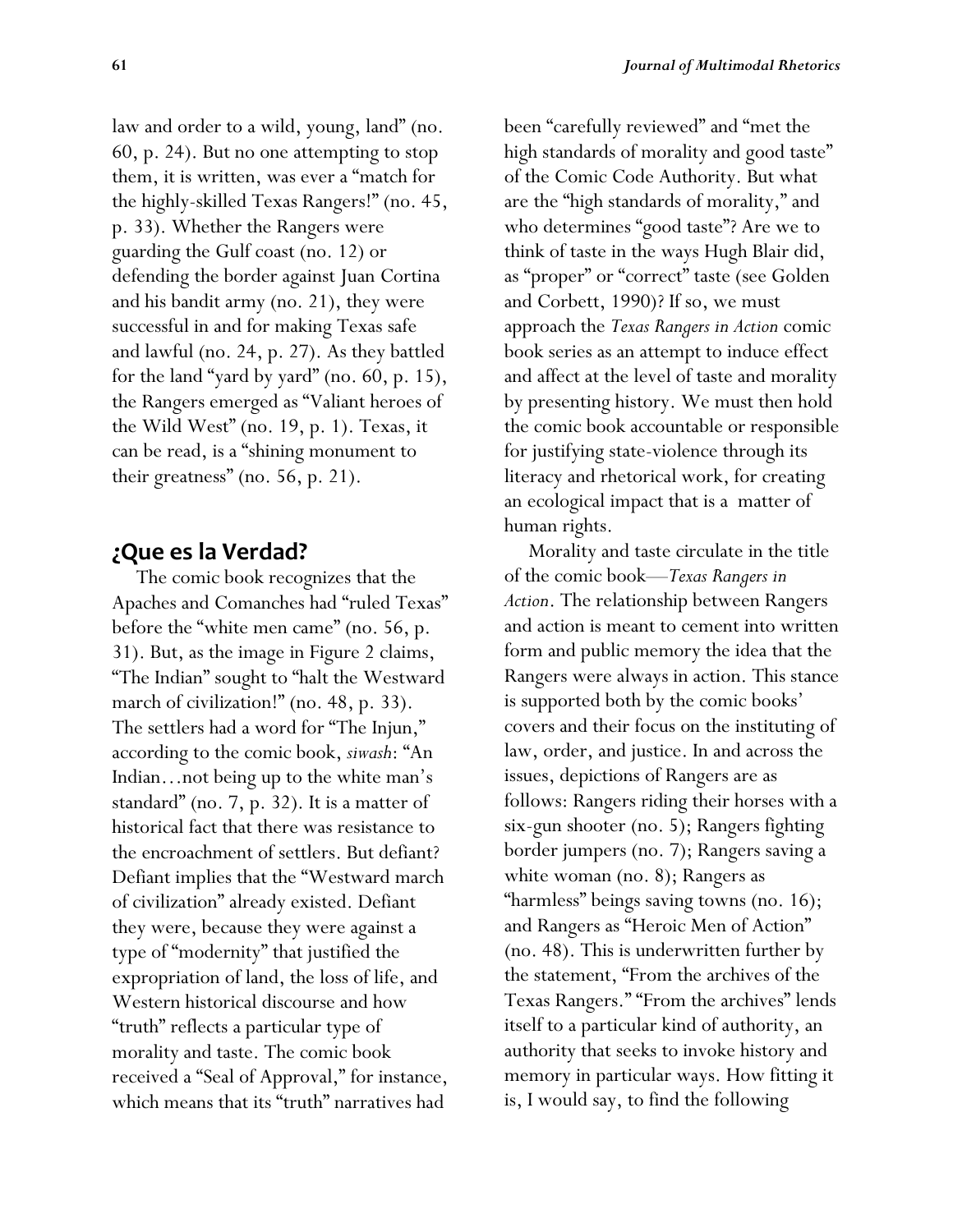law and order to a wild, young, land" (no. 60, p. 24). But no one attempting to stop them, it is written, was ever a "match for the highly-skilled Texas Rangers!" (no. 45, p. 33). Whether the Rangers were guarding the Gulf coast (no. 12) or defending the border against Juan Cortina and his bandit army (no. 21), they were successful in and for making Texas safe and lawful (no. 24, p. 27). As they battled for the land "yard by yard" (no. 60, p. 15), the Rangers emerged as "Valiant heroes of the Wild West" (no. 19, p. 1). Texas, it can be read, is a "shining monument to their greatness" (no. 56, p. 21).

## ¿Que es la Verdad?

The comic book recognizes that the Apaches and Comanches had "ruled Texas" before the "white men came" (no. 56, p. 31). But, as the image in Figure 2 claims, "The Indian" sought to "halt the Westward march of civilization!" (no. 48, p. 33). The settlers had a word for "The Injun," according to the comic book, *siwash*: "An Indian…not being up to the white man's standard" (no. 7, p. 32). It is a matter of historical fact that there was resistance to the encroachment of settlers. But defiant? Defiant implies that the "Westward march of civilization" already existed. Defiant they were, because they were against a type of "modernity" that justified the expropriation of land, the loss of life, and Western historical discourse and how "truth" reflects a particular type of morality and taste. The comic book received a "Seal of Approval," for instance, which means that its "truth" narratives had been "carefully reviewed" and "met the high standards of morality and good taste" of the Comic Code Authority. But what are the "high standards of morality," and who determines "good taste"? Are we to think of taste in the ways Hugh Blair did, as "proper" or "correct" taste (see Golden and Corbett, 1990)? If so, we must approach the *Texas Rangers in Action* comic book series as an attempt to induce effect and affect at the level of taste and morality by presenting history. We must then hold the comic book accountable or responsible for justifying state-violence through its literacy and rhetorical work, for creating an ecological impact that is a matter of human rights.

Morality and taste circulate in the title of the comic book—*Texas Rangers in Action*. The relationship between Rangers and action is meant to cement into written form and public memory the idea that the Rangers were always in action. This stance is supported both by the comic books' covers and their focus on the instituting of law, order, and justice. In and across the issues, depictions of Rangers are as follows: Rangers riding their horses with a six-gun shooter (no. 5); Rangers fighting border jumpers (no. 7); Rangers saving a white woman (no. 8); Rangers as "harmless" beings saving towns (no. 16); and Rangers as "Heroic Men of Action" (no. 48). This is underwritten further by the statement, "From the archives of the Texas Rangers." "From the archives" lends itself to a particular kind of authority, an authority that seeks to invoke history and memory in particular ways. How fitting it is, I would say, to find the following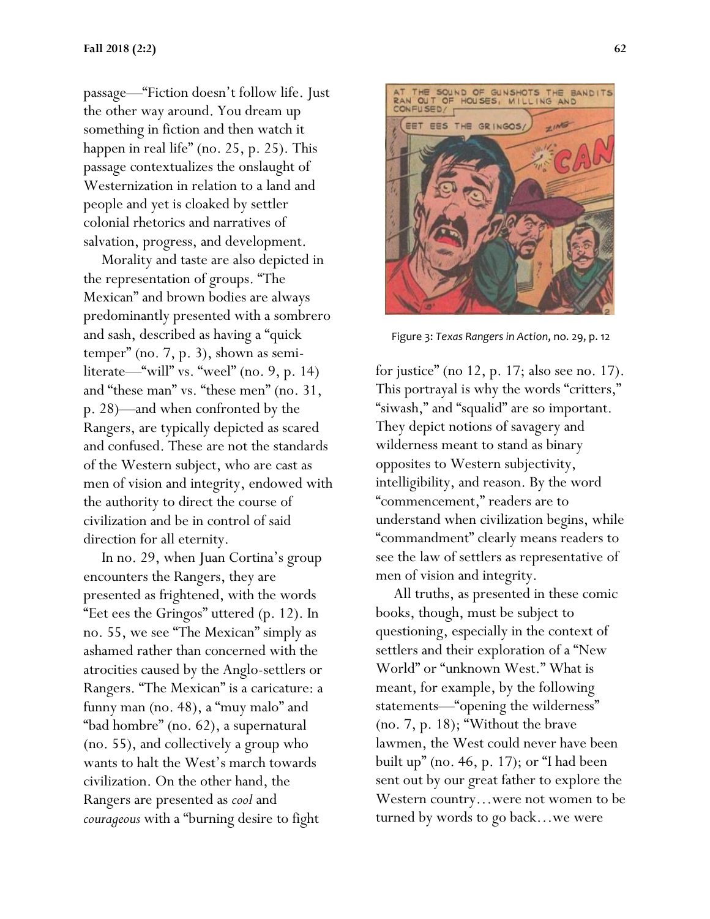passage—“Fiction doesn’t follow life. Just the other way around. You dream up something in fiction and then watch it happen in real life” (no. 25, p. 25). This passage contextualizes the onslaught of Westernization in relation to a land and people and yet is cloaked by settler colonial rhetorics and narratives of salvation, progress, and development.

Morality and taste are also depicted in the representation of groups. “The Mexican” and brown bodies are always predominantly presented with a sombrero and sash, described as having a “quick temper” (no. 7, p. 3), shown as semi-literate—“will” vs. “weel” (no. 9, p. 14) and “these man” vs. “these men” (no. 31, p. 28)—and when confronted by the Rangers, are typically depicted as scared and confused. These are not the standards of the Western subject, who are cast as men of vision and integrity, endowed with the authority to direct the course of civilization and be in control of said direction for all eternity.

In no. 29, when Juan Cortina’s group encounters the Rangers, they are presented as frightened, with the words “Eet ees the Gringos” uttered (p. 12). In no. 55, we see “The Mexican” simply as ashamed rather than concerned with the atrocities caused by the Anglo-settlers or Rangers. “The Mexican” is a caricature: a funny man (no. 48), a “muy malo” and “bad hombre” (no. 62), a supernatural (no. 55), and collectively a group who wants to halt the West’s march towards civilization. On the other hand, the Rangers are presented as *cool* and *courageous* with a “burning desire to fight for justice” (no 12, p. 17; also see no. 17). This portrayal is why the words “critters,” “siwash,” and “squalid” are so important. They depict notions of savagery and wilderness meant to stand as binary opposites to Western subjectivity, intelligibility, and reason. By the word “commencement,” readers are to understand when civilization begins, while “commandment” clearly means readers to see the law of settlers as representative of men of vision and integrity.

Figure 3: *Texas Rangers in Action*, no. 29, p. 12

All truths, as presented in these comic books, though, must be subject to questioning, especially in the context of settlers and their exploration of a “New World” or “unknown West.” What is meant, for example, by the following statements—“opening the wilderness” (no. 7, p. 18); “Without the brave lawmen, the West could never have been built up” (no. 46, p. 17); or “I had been sent out by our great father to explore the Western country…were not women to be turned by words to go back…we were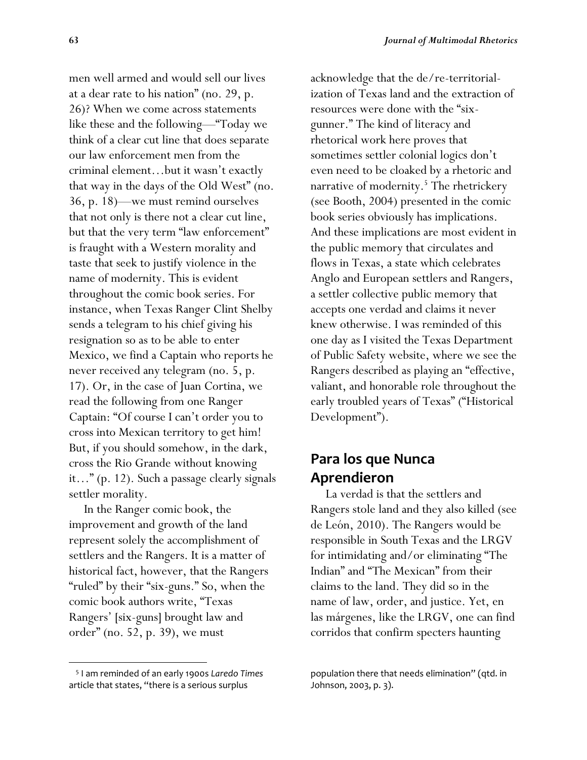men well armed and would sell our lives at a dear rate to his nation" (no. 29, p. 26)? When we come across statements like these and the following—"Today we think of a clear cut line that does separate our law enforcement men from the criminal element…but it wasn't exactly that way in the days of the Old West" (no. 36, p. 18)—we must remind ourselves that not only is there not a clear cut line, but that the very term "law enforcement" is fraught with a Western morality and taste that seek to justify violence in the name of modernity. This is evident throughout the comic book series. For instance, when Texas Ranger Clint Shelby sends a telegram to his chief giving his resignation so as to be able to enter Mexico, we find a Captain who reports he never received any telegram (no. 5, p. 17). Or, in the case of Juan Cortina, we read the following from one Ranger Captain: "Of course I can't order you to cross into Mexican territory to get him! But, if you should somehow, in the dark, cross the Rio Grande without knowing it…" (p. 12). Such a passage clearly signals settler morality.

In the Ranger comic book, the improvement and growth of the land represent solely the accomplishment of settlers and the Rangers. It is a matter of historical fact, however, that the Rangers "ruled" by their "six-guns." So, when the comic book authors write, "Texas Rangers' [six-guns] brought law and order" (no. 52, p. 39), we must acknowledge that the de/re-territorialization of Texas land and the extraction of resources were done with the "six-gunner." The kind of literacy and rhetorical work here proves that sometimes settler colonial logics don't even need to be cloaked by a rhetoric and narrative of modernity.[5] The rhetrickery (see Booth, 2004) presented in the comic book series obviously has implications. And these implications are most evident in the public memory that circulates and flows in Texas, a state which celebrates Anglo and European settlers and Rangers, a settler collective public memory that accepts one verdad and claims it never knew otherwise. I was reminded of this one day as I visited the Texas Department of Public Safety website, where we see the Rangers described as playing an "effective, valiant, and honorable role throughout the early troubled years of Texas" ("Historical Development").

## Para los que Nunca Aprendieron

La verdad is that the settlers and Rangers stole land and they also killed (see de León, 2010). The Rangers would be responsible in South Texas and the LRGV for intimidating and/or eliminating "The Indian" and "The Mexican" from their claims to the land. They did so in the name of law, order, and justice. Yet, en las márgenes, like the LRGV, one can find corridos that confirm specters haunting

[5] I am reminded of an early 1900s *Laredo Times* article that states, "there is a serious surplus population there that needs elimination" (qtd. in Johnson, 2003, p. 3).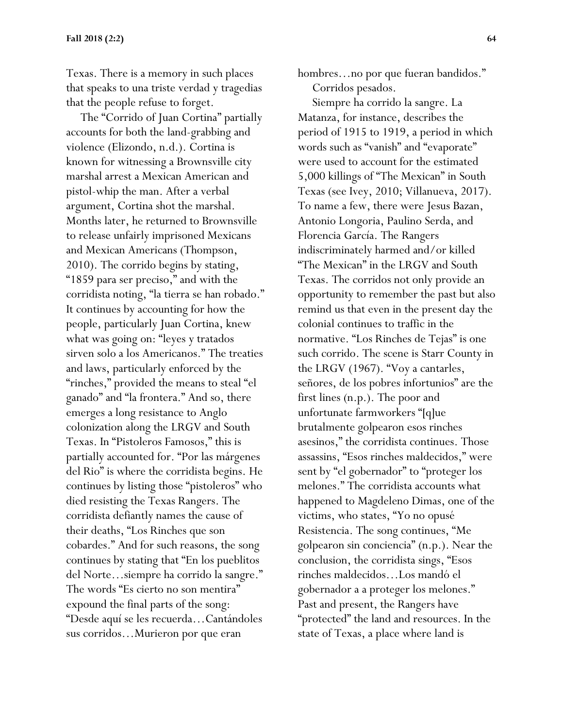Texas. There is a memory in such places that speaks to una triste verdad y tragedias that the people refuse to forget.

The "Corrido of Juan Cortina" partially accounts for both the land-grabbing and violence (Elizondo, n.d.). Cortina is known for witnessing a Brownsville city marshal arrest a Mexican American and pistol-whip the man. After a verbal argument, Cortina shot the marshal. Months later, he returned to Brownsville to release unfairly imprisoned Mexicans and Mexican Americans (Thompson, 2010). The corrido begins by stating, "1859 para ser preciso," and with the corridista noting, "la tierra se han robado." It continues by accounting for how the people, particularly Juan Cortina, knew what was going on: "leyes y tratados sirven solo a los Americanos." The treaties and laws, particularly enforced by the "rinches," provided the means to steal "el ganado" and "la frontera." And so, there emerges a long resistance to Anglo colonization along the LRGV and South Texas. In "Pistoleros Famosos," this is partially accounted for. "Por las márgenes del Rio" is where the corridista begins. He continues by listing those "pistoleros" who died resisting the Texas Rangers. The corridista defiantly names the cause of their deaths, "Los Rinches que son cobardes." And for such reasons, the song continues by stating that "En los pueblitos del Norte…siempre ha corrido la sangre." The words "Es cierto no son mentira" expound the final parts of the song: "Desde aquí se les recuerda…Cantándoles sus corridos…Murieron por que eran hombres…no por que fueran bandidos."

Corridos pesados.

Siempre ha corrido la sangre. La Matanza, for instance, describes the period of 1915 to 1919, a period in which words such as "vanish" and "evaporate" were used to account for the estimated 5,000 killings of "The Mexican" in South Texas (see Ivey, 2010; Villanueva, 2017). To name a few, there were Jesus Bazan, Antonio Longoria, Paulino Serda, and Florencia García. The Rangers indiscriminately harmed and/or killed "The Mexican" in the LRGV and South Texas. The corridos not only provide an opportunity to remember the past but also remind us that even in the present day the colonial continues to traffic in the normative. "Los Rinches de Tejas" is one such corrido. The scene is Starr County in the LRGV (1967). "Voy a cantarles, señores, de los pobres infortunios" are the first lines (n.p.). The poor and unfortunate farmworkers "[q]ue brutalmente golpearon esos rinches asesinos," the corridista continues. Those assassins, "Esos rinches maldecidos," were sent by "el gobernador" to "proteger los melones." The corridista accounts what happened to Magdeleno Dimas, one of the victims, who states, "Yo no opusé Resistencia. The song continues, "Me golpearon sin conciencia" (n.p.). Near the conclusion, the corridista sings, "Esos rinches maldecidos…Los mandó el gobernador a a proteger los melones." Past and present, the Rangers have "protected" the land and resources. In the state of Texas, a place where land is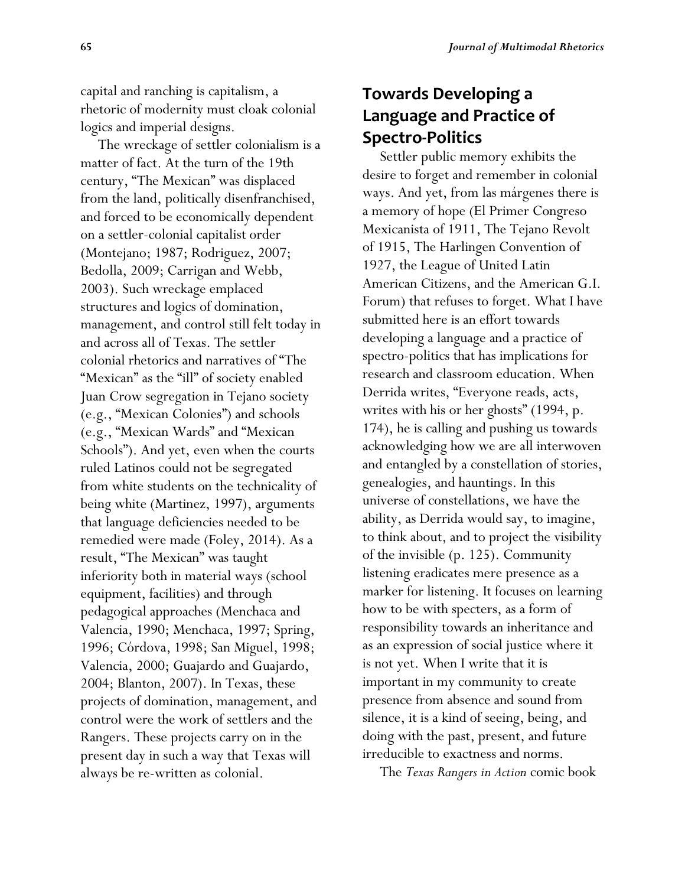capital and ranching is capitalism, a rhetoric of modernity must cloak colonial logics and imperial designs.

The wreckage of settler colonialism is a matter of fact. At the turn of the 19th century, "The Mexican" was displaced from the land, politically disenfranchised, and forced to be economically dependent on a settler-colonial capitalist order (Montejano; 1987; Rodriguez, 2007; Bedolla, 2009; Carrigan and Webb, 2003). Such wreckage emplaced structures and logics of domination, management, and control still felt today in and across all of Texas. The settler colonial rhetorics and narratives of "The "Mexican" as the "ill" of society enabled Juan Crow segregation in Tejano society (e.g., "Mexican Colonies") and schools (e.g., "Mexican Wards" and "Mexican Schools"). And yet, even when the courts ruled Latinos could not be segregated from white students on the technicality of being white (Martinez, 1997), arguments that language deficiencies needed to be remedied were made (Foley, 2014). As a result, "The Mexican" was taught inferiority both in material ways (school equipment, facilities) and through pedagogical approaches (Menchaca and Valencia, 1990; Menchaca, 1997; Spring, 1996; Córdova, 1998; San Miguel, 1998; Valencia, 2000; Guajardo and Guajardo, 2004; Blanton, 2007). In Texas, these projects of domination, management, and control were the work of settlers and the Rangers. These projects carry on in the present day in such a way that Texas will always be re-written as colonial.

## Towards Developing a Language and Practice of Spectro-Politics

Settler public memory exhibits the desire to forget and remember in colonial ways. And yet, from las márgenes there is a memory of hope (El Primer Congreso Mexicanista of 1911, The Tejano Revolt of 1915, The Harlingen Convention of 1927, the League of United Latin American Citizens, and the American G.I. Forum) that refuses to forget. What I have submitted here is an effort towards developing a language and a practice of spectro-politics that has implications for research and classroom education. When Derrida writes, "Everyone reads, acts, writes with his or her ghosts" (1994, p. 174), he is calling and pushing us towards acknowledging how we are all interwoven and entangled by a constellation of stories, genealogies, and hauntings. In this universe of constellations, we have the ability, as Derrida would say, to imagine, to think about, and to project the visibility of the invisible (p. 125). Community listening eradicates mere presence as a marker for listening. It focuses on learning how to be with specters, as a form of responsibility towards an inheritance and as an expression of social justice where it is not yet. When I write that it is important in my community to create presence from absence and sound from silence, it is a kind of seeing, being, and doing with the past, present, and future irreducible to exactness and norms.

The *Texas Rangers in Action* comic book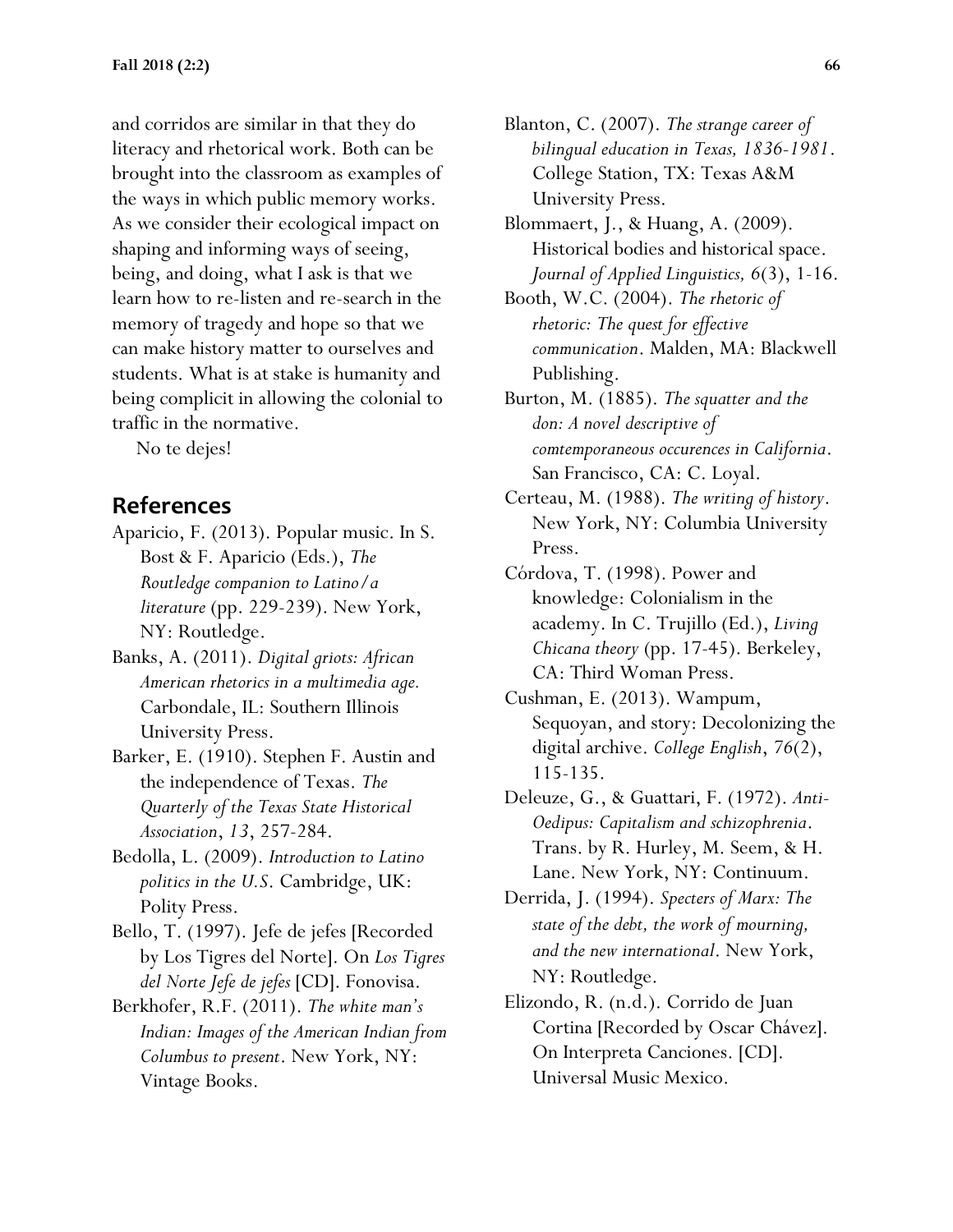and corridos are similar in that they do literacy and rhetorical work. Both can be brought into the classroom as examples of the ways in which public memory works. As we consider their ecological impact on shaping and informing ways of seeing, being, and doing, what I ask is that we learn how to re-listen and re-search in the memory of tragedy and hope so that we can make history matter to ourselves and students. What is at stake is humanity and being complicit in allowing the colonial to traffic in the normative.

No te dejes!

## References

Aparicio, F. (2013). Popular music. In S. Bost & F. Aparicio (Eds.), *The Routledge companion to Latino/a literature* (pp. 229-239). New York, NY: Routledge.

Banks, A. (2011). *Digital griots: African American rhetorics in a multimedia age.* Carbondale, IL: Southern Illinois University Press.

Barker, E. (1910). Stephen F. Austin and the independence of Texas. *The Quarterly of the Texas State Historical Association*, *13*, 257-284.

Bedolla, L. (2009). *Introduction to Latino politics in the U.S.* Cambridge, UK: Polity Press.

Bello, T. (1997). Jefe de jefes [Recorded by Los Tigres del Norte]. On *Los Tigres del Norte Jefe de jefes* [CD]. Fonovisa.

Berkhofer, R.F. (2011). *The white man's Indian: Images of the American Indian from Columbus to present*. New York, NY: Vintage Books.

Blanton, C. (2007). *The strange career of bilingual education in Texas, 1836-1981*. College Station, TX: Texas A&M University Press.

Blommaert, J., & Huang, A. (2009). Historical bodies and historical space. *Journal of Applied Linguistics, 6*(3), 1-16.

Booth, W.C. (2004). *The rhetoric of rhetoric: The quest for effective communication*. Malden, MA: Blackwell Publishing.

Burton, M. (1885). *The squatter and the don: A novel descriptive of comtemporaneous occurences in California*. San Francisco, CA: C. Loyal.

Certeau, M. (1988). *The writing of history*. New York, NY: Columbia University Press.

Córdova, T. (1998). Power and knowledge: Colonialism in the academy. In C. Trujillo (Ed.), *Living Chicana theory* (pp. 17-45). Berkeley, CA: Third Woman Press.

Cushman, E. (2013). Wampum, Sequoyan, and story: Decolonizing the digital archive. *College English*, *76*(2), 115-135.

Deleuze, G., & Guattari, F. (1972). *Anti-Oedipus: Capitalism and schizophrenia*. Trans. by R. Hurley, M. Seem, & H. Lane. New York, NY: Continuum.

Derrida, J. (1994). *Specters of Marx: The state of the debt, the work of mourning, and the new international*. New York, NY: Routledge.

Elizondo, R. (n.d.). Corrido de Juan Cortina [Recorded by Oscar Chávez]. On Interpreta Canciones. [CD]. Universal Music Mexico.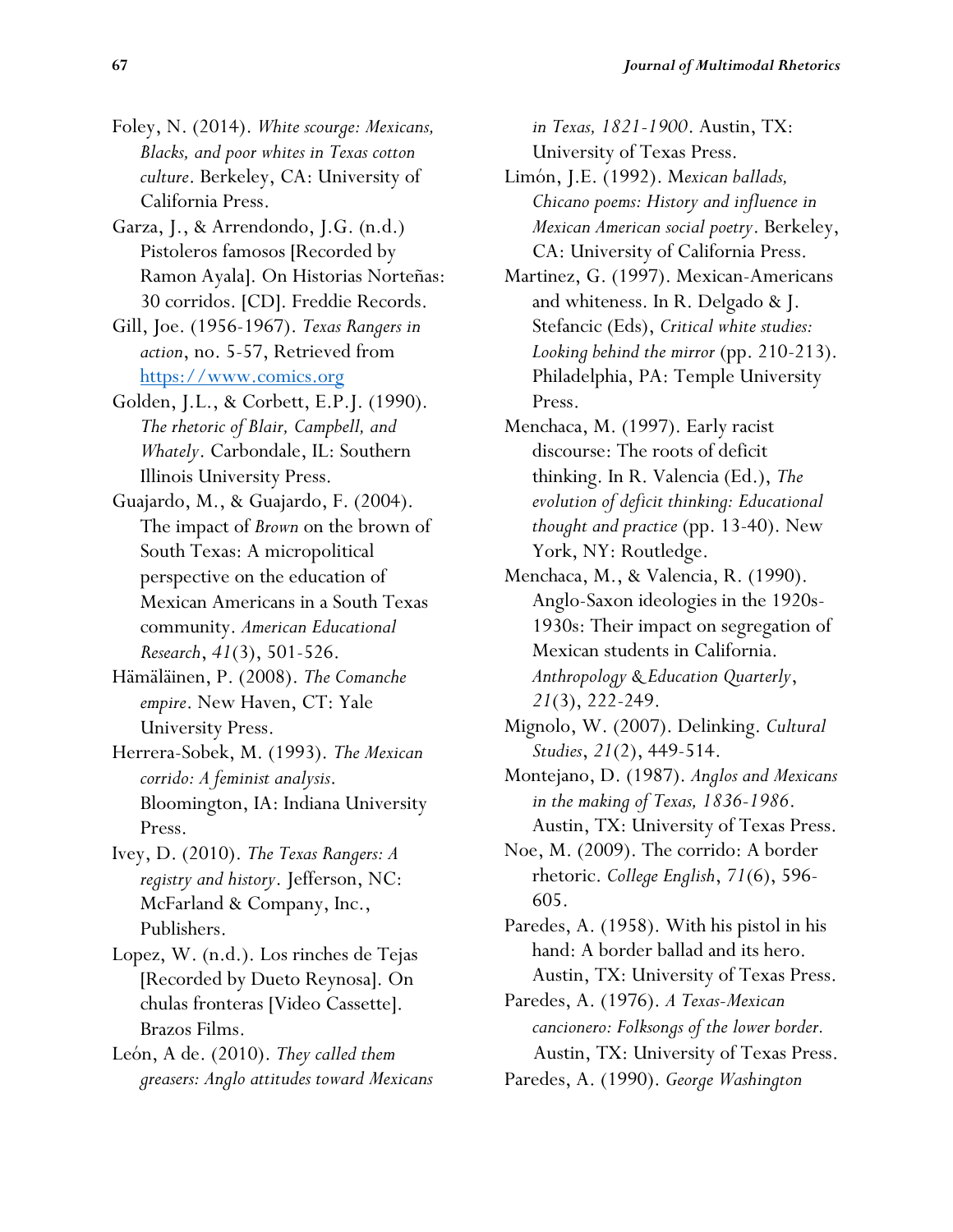Foley, N. (2014). *White scourge: Mexicans, Blacks, and poor whites in Texas cotton culture*. Berkeley, CA: University of California Press.

Garza, J., & Arrendondo, J.G. (n.d.) Pistoleros famosos [Recorded by Ramon Ayala]. On Historias Norteñas: 30 corridos. [CD]. Freddie Records.

Gill, Joe. (1956-1967). *Texas Rangers in action*, no. 5-57, Retrieved from https://www.comics.org

Golden, J.L., & Corbett, E.P.J. (1990). *The rhetoric of Blair, Campbell, and Whately*. Carbondale, IL: Southern Illinois University Press.

Guajardo, M., & Guajardo, F. (2004). The impact of *Brown* on the brown of South Texas: A micropolitical perspective on the education of Mexican Americans in a South Texas community. *American Educational Research*, *41*(3), 501-526.

Hämäläinen, P. (2008). *The Comanche empire*. New Haven, CT: Yale University Press.

Herrera-Sobek, M. (1993). *The Mexican corrido: A feminist analysis*. Bloomington, IA: Indiana University Press.

Ivey, D. (2010). *The Texas Rangers: A registry and history*. Jefferson, NC: McFarland & Company, Inc., Publishers.

Lopez, W. (n.d.). Los rinches de Tejas [Recorded by Dueto Reynosa]. On chulas fronteras [Video Cassette]. Brazos Films.

León, A de. (2010). *They called them greasers: Anglo attitudes toward Mexicans in Texas, 1821-1900*. Austin, TX: University of Texas Press.

Limón, J.E. (1992). *Mexican ballads, Chicano poems: History and influence in Mexican American social poetry*. Berkeley, CA: University of California Press.

Martinez, G. (1997). Mexican-Americans and whiteness. In R. Delgado & J. Stefancic (Eds), *Critical white studies: Looking behind the mirror* (pp. 210-213). Philadelphia, PA: Temple University Press.

Menchaca, M. (1997). Early racist discourse: The roots of deficit thinking. In R. Valencia (Ed.), *The evolution of deficit thinking: Educational thought and practice* (pp. 13-40). New York, NY: Routledge.

Menchaca, M., & Valencia, R. (1990). Anglo-Saxon ideologies in the 1920s-1930s: Their impact on segregation of Mexican students in California. *Anthropology & Education Quarterly*, *21*(3), 222-249.

Mignolo, W. (2007). Delinking. *Cultural Studies*, *21*(2), 449-514.

Montejano, D. (1987). *Anglos and Mexicans in the making of Texas, 1836-1986*. Austin, TX: University of Texas Press.

Noe, M. (2009). The corrido: A border rhetoric. *College English*, *71*(6), 596-605.

Paredes, A. (1958). With his pistol in his hand: A border ballad and its hero. Austin, TX: University of Texas Press.

Paredes, A. (1976). *A Texas-Mexican cancionero: Folksongs of the lower border.* Austin, TX: University of Texas Press.

Paredes, A. (1990). *George Washington*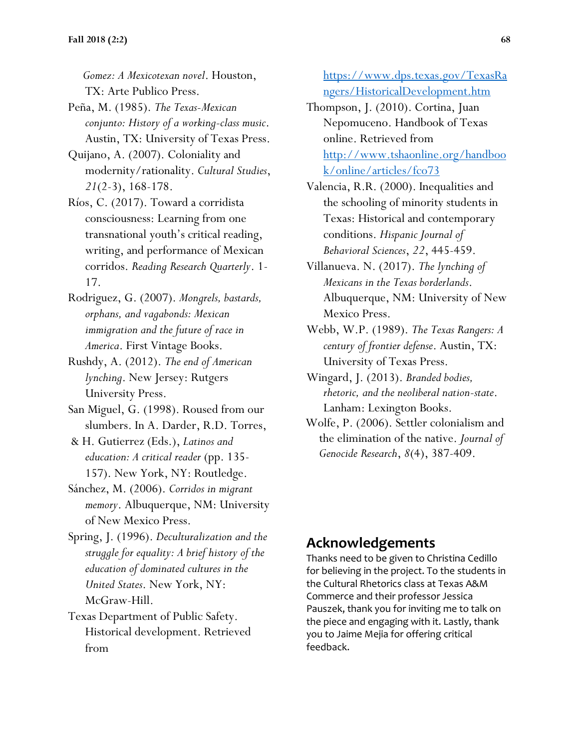*Gomez: A Mexicotexan novel*. Houston, TX: Arte Publico Press.

Peña, M. (1985). *The Texas-Mexican conjunto: History of a working-class music*. Austin, TX: University of Texas Press.

Quijano, A. (2007). Coloniality and modernity/rationality. *Cultural Studies*, *21*(2-3), 168-178.

Ríos, C. (2017). Toward a corridista consciousness: Learning from one transnational youth's critical reading, writing, and performance of Mexican corridos. *Reading Research Quarterly*. 1-17.

Rodriguez, G. (2007). *Mongrels, bastards, orphans, and vagabonds: Mexican immigration and the future of race in America*. First Vintage Books.

Rushdy, A. (2012). *The end of American lynching*. New Jersey: Rutgers University Press.

San Miguel, G. (1998). Roused from our slumbers. In A. Darder, R.D. Torres, & H. Gutierrez (Eds.), *Latinos and education: A critical reader* (pp. 135-157). New York, NY: Routledge.

Sánchez, M. (2006). *Corridos in migrant memory*. Albuquerque, NM: University of New Mexico Press.

Spring, J. (1996). *Deculturalization and the struggle for equality: A brief history of the education of dominated cultures in the United States*. New York, NY: McGraw-Hill.

Texas Department of Public Safety. Historical development. Retrieved from https://www.dps.texas.gov/TexasRangers/HistoricalDevelopment.htm

Thompson, J. (2010). Cortina, Juan Nepomuceno. Handbook of Texas online. Retrieved from http://www.tshaonline.org/handbook/online/articles/fco73

Valencia, R.R. (2000). Inequalities and the schooling of minority students in Texas: Historical and contemporary conditions. *Hispanic Journal of Behavioral Sciences*, *22*, 445-459.

Villanueva. N. (2017). *The lynching of Mexicans in the Texas borderlands*. Albuquerque, NM: University of New Mexico Press.

Webb, W.P. (1989). *The Texas Rangers: A century of frontier defense*. Austin, TX: University of Texas Press.

Wingard, J. (2013). *Branded bodies, rhetoric, and the neoliberal nation-state*. Lanham: Lexington Books.

Wolfe, P. (2006). Settler colonialism and the elimination of the native. *Journal of Genocide Research*, *8*(4), 387-409.

## Acknowledgements

Thanks need to be given to Christina Cedillo for believing in the project. To the students in the Cultural Rhetorics class at Texas A&M Commerce and their professor Jessica Pauszek, thank you for inviting me to talk on the piece and engaging with it. Lastly, thank you to Jaime Mejia for offering critical feedback.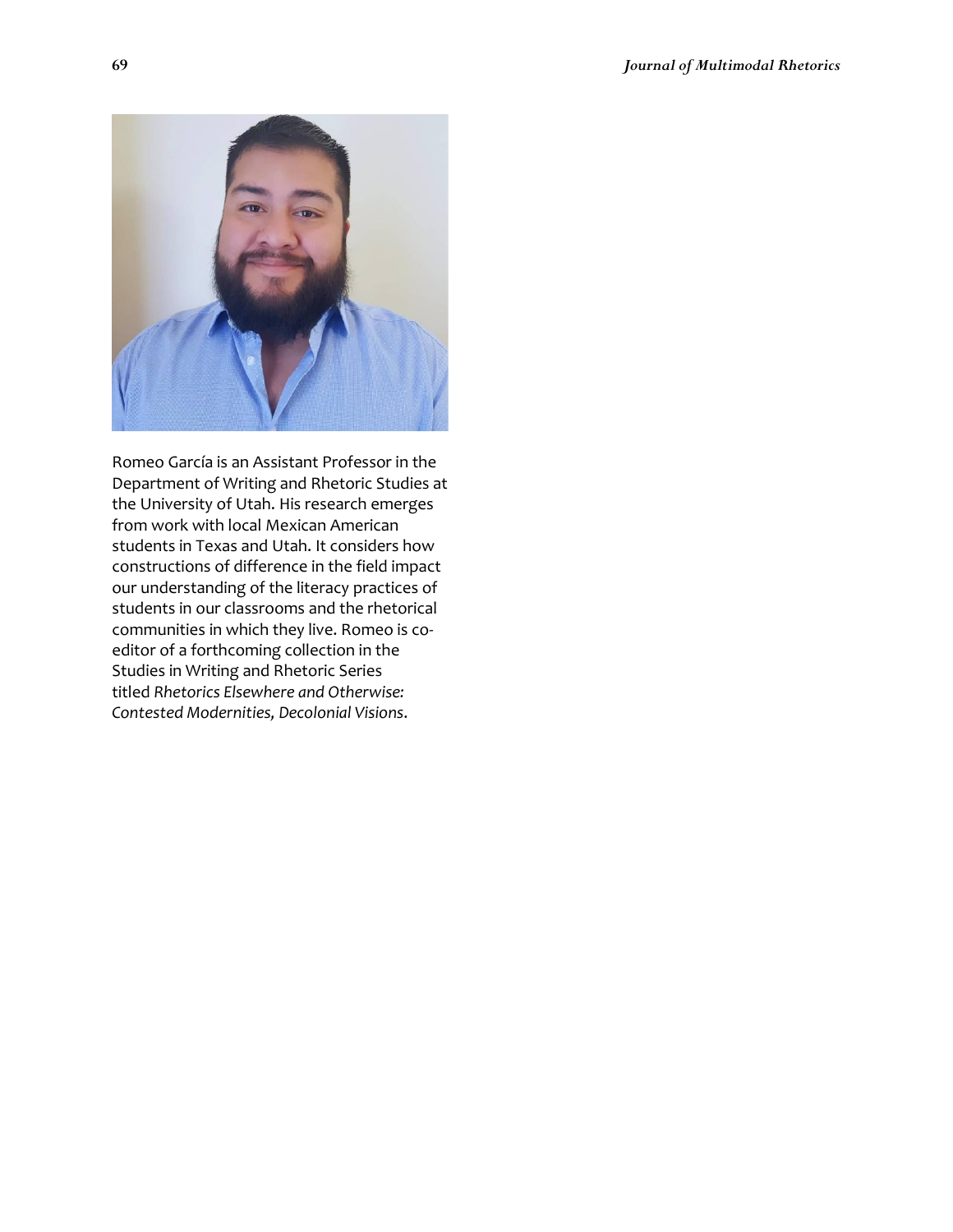Romeo García is an Assistant Professor in the Department of Writing and Rhetoric Studies at the University of Utah. His research emerges from work with local Mexican American students in Texas and Utah. It considers how constructions of difference in the field impact our understanding of the literacy practices of students in our classrooms and the rhetorical communities in which they live. Romeo is co-editor of a forthcoming collection in the Studies in Writing and Rhetoric Series titled *Rhetorics Elsewhere and Otherwise: Contested Modernities, Decolonial Visions*.